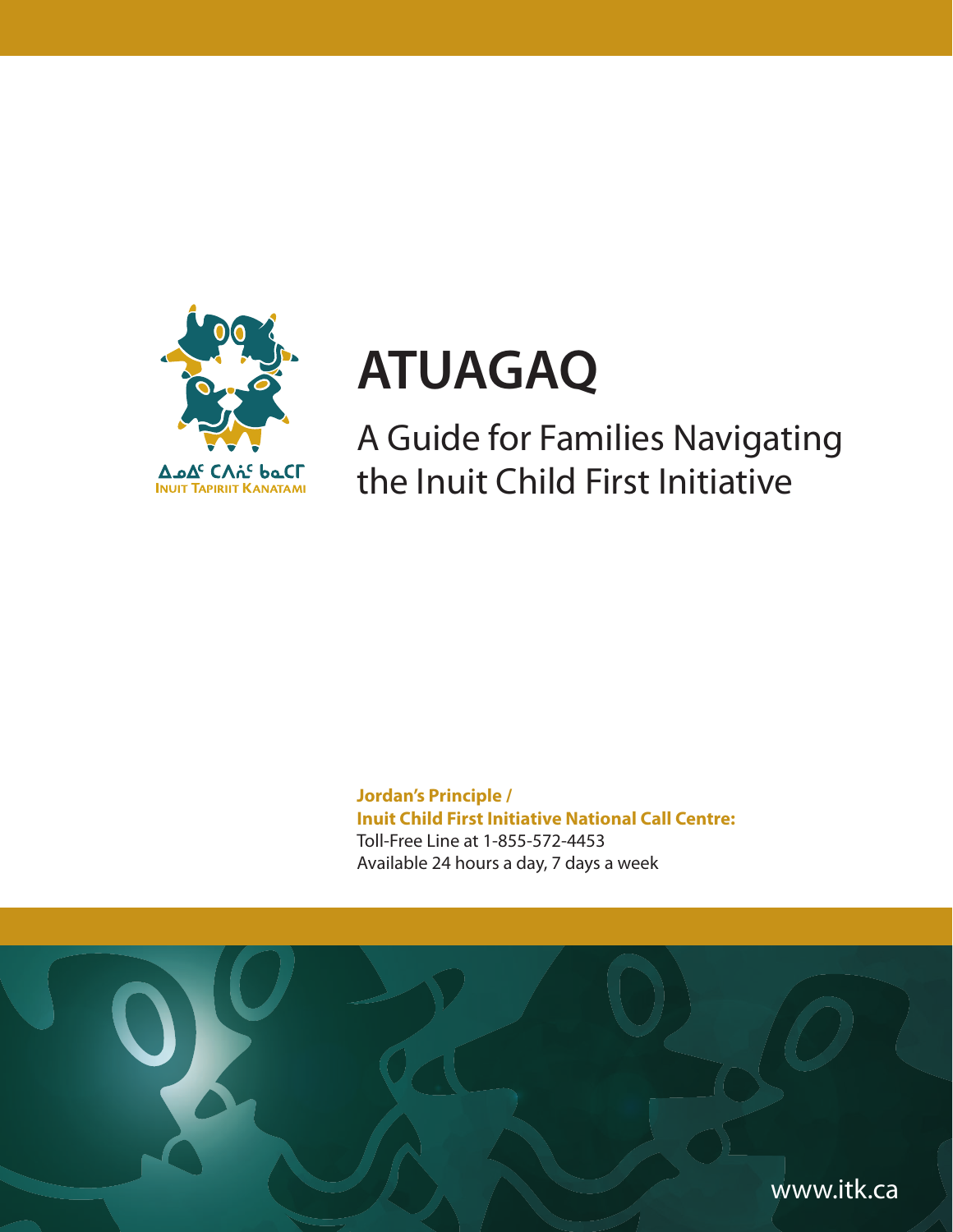ᐃᓄᐃᑦ ᑕᐱᕇᑦ ᑲᓇᑕᒥ
INUIT TAPIRIIT KANATAMI

# ATUAGAQ

## A Guide for Families Navigating the Inuit Child First Initiative

**Jordan's Principle /**
**Inuit Child First Initiative National Call Centre:**
Toll-Free Line at 1-855-572-4453
Available 24 hours a day, 7 days a week

www.itk.ca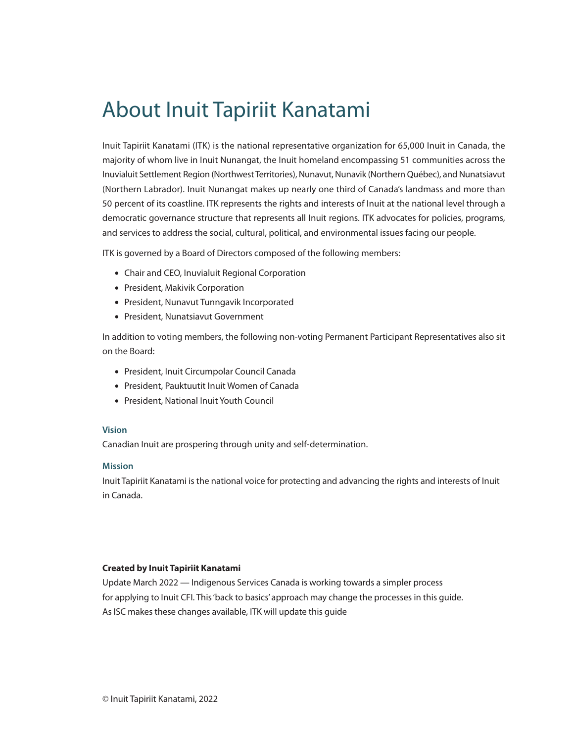# About Inuit Tapiriit Kanatami

Inuit Tapiriit Kanatami (ITK) is the national representative organization for 65,000 Inuit in Canada, the majority of whom live in Inuit Nunangat, the Inuit homeland encompassing 51 communities across the Inuvialuit Settlement Region (Northwest Territories), Nunavut, Nunavik (Northern Québec), and Nunatsiavut (Northern Labrador). Inuit Nunangat makes up nearly one third of Canada's landmass and more than 50 percent of its coastline. ITK represents the rights and interests of Inuit at the national level through a democratic governance structure that represents all Inuit regions. ITK advocates for policies, programs, and services to address the social, cultural, political, and environmental issues facing our people.

ITK is governed by a Board of Directors composed of the following members:

- Chair and CEO, Inuvialuit Regional Corporation
- President, Makivik Corporation
- President, Nunavut Tunngavik Incorporated
- President, Nunatsiavut Government

In addition to voting members, the following non-voting Permanent Participant Representatives also sit on the Board:

- President, Inuit Circumpolar Council Canada
- President, Pauktuutit Inuit Women of Canada
- President, National Inuit Youth Council

### Vision

Canadian Inuit are prospering through unity and self-determination.

### Mission

Inuit Tapiriit Kanatami is the national voice for protecting and advancing the rights and interests of Inuit in Canada.

**Created by Inuit Tapiriit Kanatami**

Update March 2022 — Indigenous Services Canada is working towards a simpler process for applying to Inuit CFI. This 'back to basics' approach may change the processes in this guide. As ISC makes these changes available, ITK will update this guide

© Inuit Tapiriit Kanatami, 2022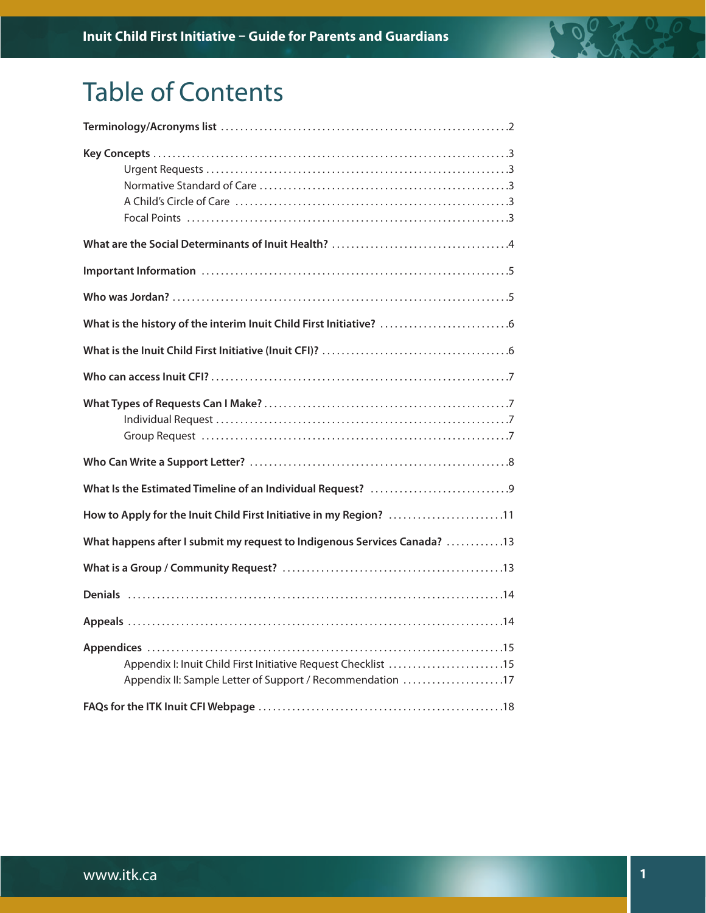# Table of Contents

**Terminology/Acronyms list** .......... 2

**Key Concepts** .......... 3
- Urgent Requests .......... 3
- Normative Standard of Care .......... 3
- A Child's Circle of Care .......... 3
- Focal Points .......... 3

**What are the Social Determinants of Inuit Health?** .......... 4

**Important Information** .......... 5

**Who was Jordan?** .......... 5

**What is the history of the interim Inuit Child First Initiative?** .......... 6

**What is the Inuit Child First Initiative (Inuit CFI)?** .......... 6

**Who can access Inuit CFI?** .......... 7

**What Types of Requests Can I Make?** .......... 7
- Individual Request .......... 7
- Group Request .......... 7

**Who Can Write a Support Letter?** .......... 8

**What Is the Estimated Timeline of an Individual Request?** .......... 9

**How to Apply for the Inuit Child First Initiative in my Region?** .......... 11

**What happens after I submit my request to Indigenous Services Canada?** .......... 13

**What is a Group / Community Request?** .......... 13

**Denials** .......... 14

**Appeals** .......... 14

**Appendices** .......... 15
- Appendix I: Inuit Child First Initiative Request Checklist .......... 15
- Appendix II: Sample Letter of Support / Recommendation .......... 17

**FAQs for the ITK Inuit CFI Webpage** .......... 18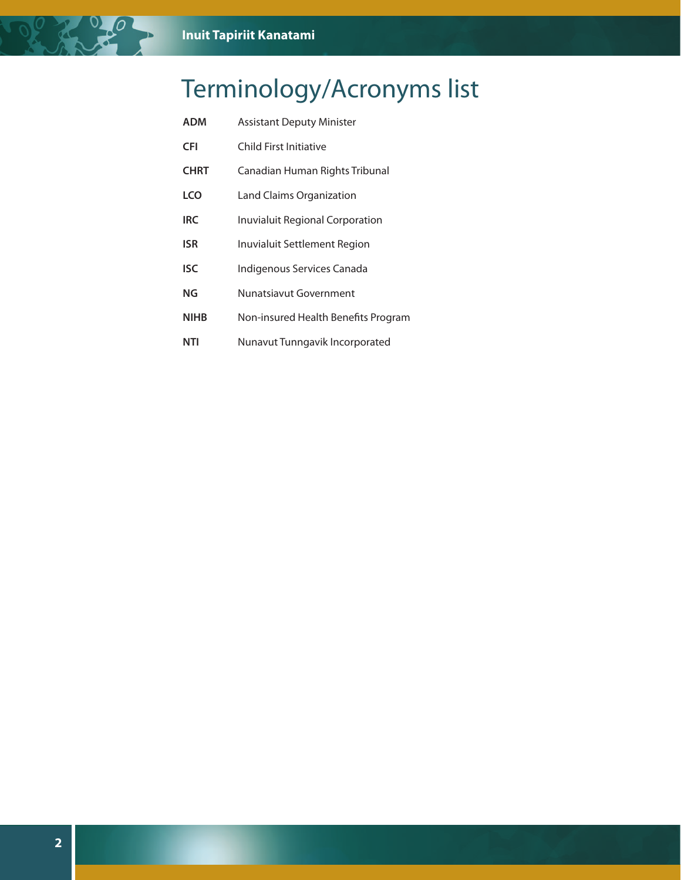# Terminology/Acronyms list

| | |
|---|---|
| **ADM** | Assistant Deputy Minister |
| **CFI** | Child First Initiative |
| **CHRT** | Canadian Human Rights Tribunal |
| **LCO** | Land Claims Organization |
| **IRC** | Inuvialuit Regional Corporation |
| **ISR** | Inuvialuit Settlement Region |
| **ISC** | Indigenous Services Canada |
| **NG** | Nunatsiavut Government |
| **NIHB** | Non-insured Health Benefits Program |
| **NTI** | Nunavut Tunngavik Incorporated |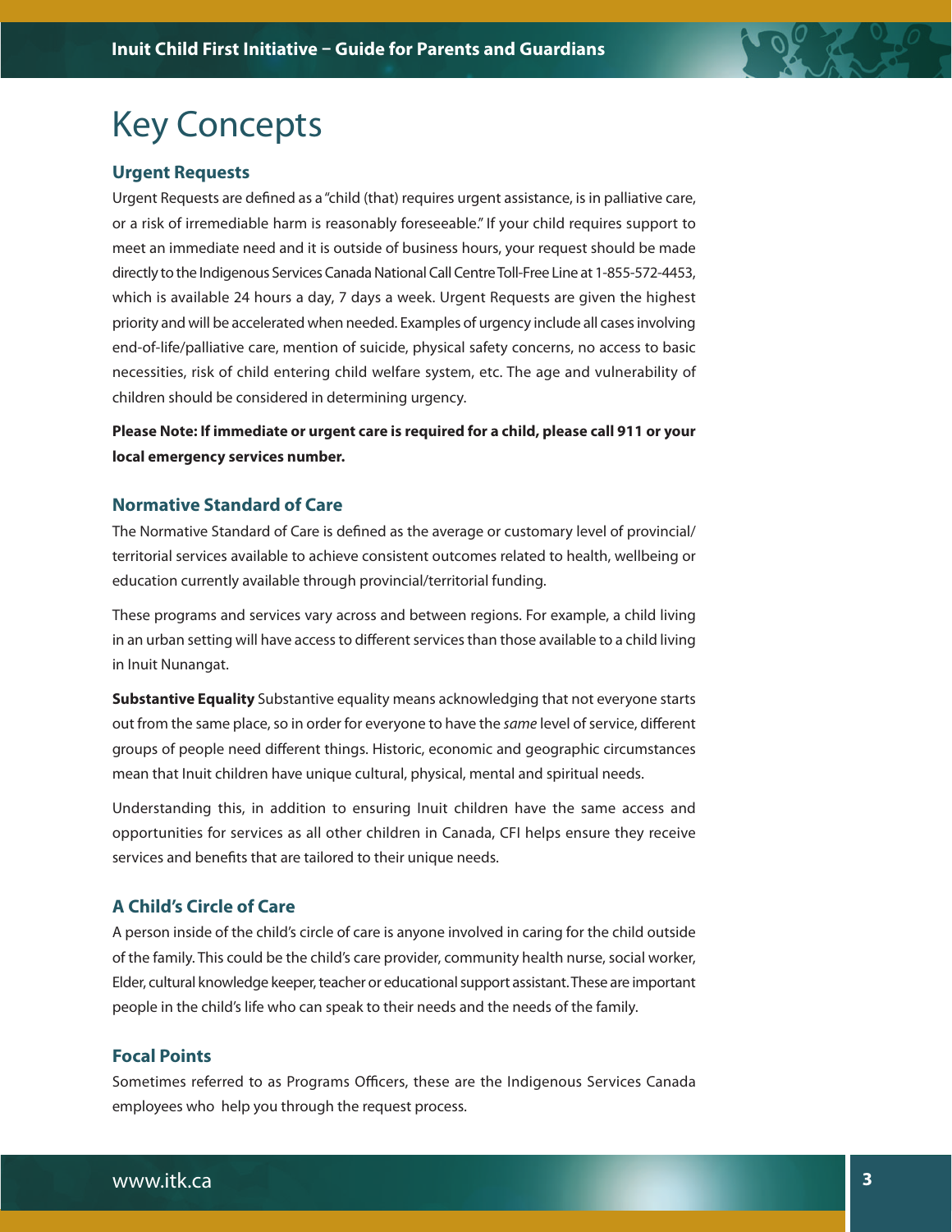# Key Concepts

### Urgent Requests

Urgent Requests are defined as a "child (that) requires urgent assistance, is in palliative care, or a risk of irremediable harm is reasonably foreseeable." If your child requires support to meet an immediate need and it is outside of business hours, your request should be made directly to the Indigenous Services Canada National Call Centre Toll-Free Line at 1-855-572-4453, which is available 24 hours a day, 7 days a week. Urgent Requests are given the highest priority and will be accelerated when needed. Examples of urgency include all cases involving end-of-life/palliative care, mention of suicide, physical safety concerns, no access to basic necessities, risk of child entering child welfare system, etc. The age and vulnerability of children should be considered in determining urgency.

**Please Note: If immediate or urgent care is required for a child, please call 911 or your local emergency services number.**

### Normative Standard of Care

The Normative Standard of Care is defined as the average or customary level of provincial/territorial services available to achieve consistent outcomes related to health, wellbeing or education currently available through provincial/territorial funding.

These programs and services vary across and between regions. For example, a child living in an urban setting will have access to different services than those available to a child living in Inuit Nunangat.

**Substantive Equality** Substantive equality means acknowledging that not everyone starts out from the same place, so in order for everyone to have the *same* level of service, different groups of people need different things. Historic, economic and geographic circumstances mean that Inuit children have unique cultural, physical, mental and spiritual needs.

Understanding this, in addition to ensuring Inuit children have the same access and opportunities for services as all other children in Canada, CFI helps ensure they receive services and benefits that are tailored to their unique needs.

### A Child's Circle of Care

A person inside of the child's circle of care is anyone involved in caring for the child outside of the family. This could be the child's care provider, community health nurse, social worker, Elder, cultural knowledge keeper, teacher or educational support assistant. These are important people in the child's life who can speak to their needs and the needs of the family.

### Focal Points

Sometimes referred to as Programs Officers, these are the Indigenous Services Canada employees who help you through the request process.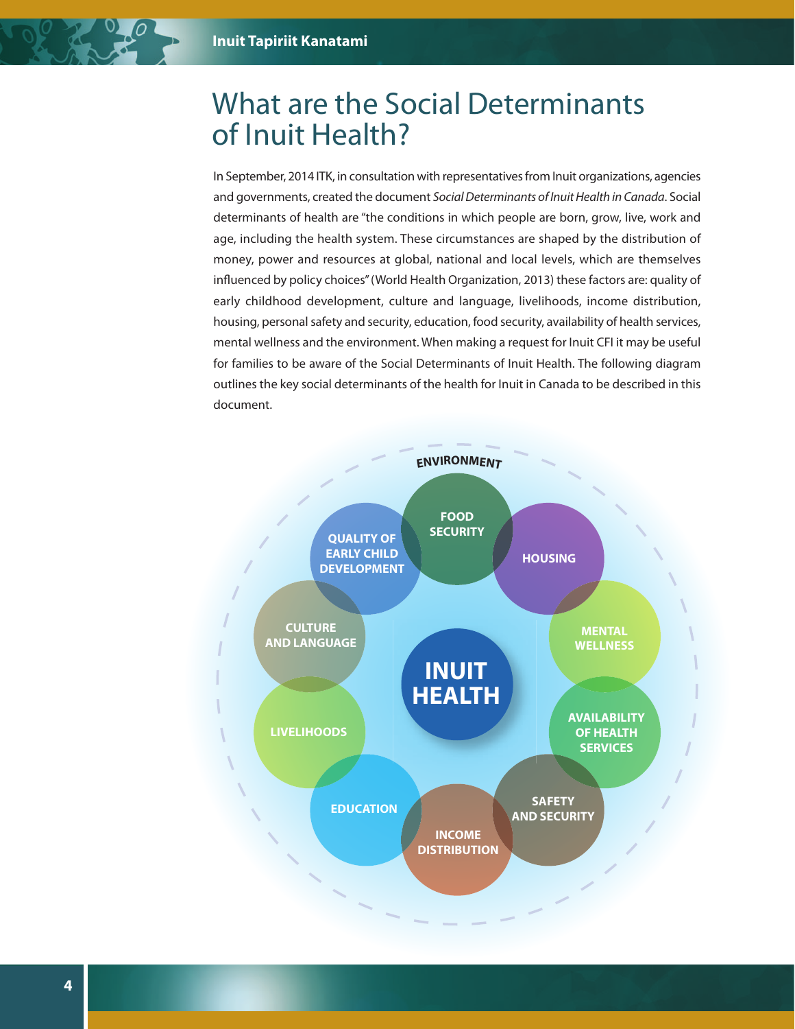# What are the Social Determinants of Inuit Health?

In September, 2014 ITK, in consultation with representatives from Inuit organizations, agencies and governments, created the document *Social Determinants of Inuit Health in Canada*. Social determinants of health are "the conditions in which people are born, grow, live, work and age, including the health system. These circumstances are shaped by the distribution of money, power and resources at global, national and local levels, which are themselves influenced by policy choices" (World Health Organization, 2013) these factors are: quality of early childhood development, culture and language, livelihoods, income distribution, housing, personal safety and security, education, food security, availability of health services, mental wellness and the environment. When making a request for Inuit CFI it may be useful for families to be aware of the Social Determinants of Inuit Health. The following diagram outlines the key social determinants of the health for Inuit in Canada to be described in this document.

ENVIRONMENT

FOOD SECURITY

QUALITY OF EARLY CHILD DEVELOPMENT

HOUSING

CULTURE AND LANGUAGE

INUIT HEALTH

MENTAL WELLNESS

LIVELIHOODS

AVAILABILITY OF HEALTH SERVICES

EDUCATION

SAFETY AND SECURITY

INCOME DISTRIBUTION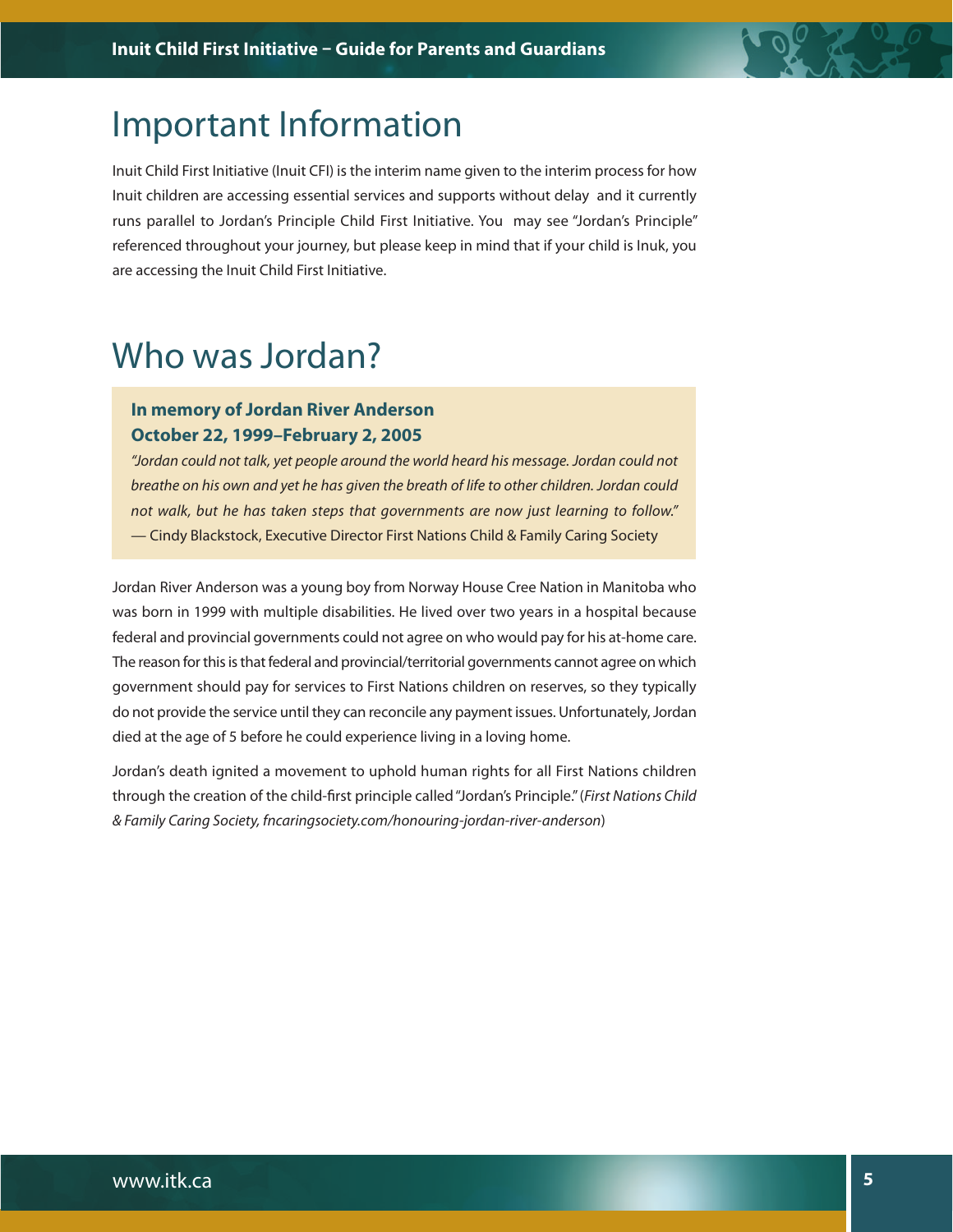# Important Information

Inuit Child First Initiative (Inuit CFI) is the interim name given to the interim process for how Inuit children are accessing essential services and supports without delay and it currently runs parallel to Jordan's Principle Child First Initiative. You may see "Jordan's Principle" referenced throughout your journey, but please keep in mind that if your child is Inuk, you are accessing the Inuit Child First Initiative.

# Who was Jordan?

**In memory of Jordan River Anderson**
**October 22, 1999–February 2, 2005**

*"Jordan could not talk, yet people around the world heard his message. Jordan could not breathe on his own and yet he has given the breath of life to other children. Jordan could not walk, but he has taken steps that governments are now just learning to follow."*
— Cindy Blackstock, Executive Director First Nations Child & Family Caring Society

Jordan River Anderson was a young boy from Norway House Cree Nation in Manitoba who was born in 1999 with multiple disabilities. He lived over two years in a hospital because federal and provincial governments could not agree on who would pay for his at-home care. The reason for this is that federal and provincial/territorial governments cannot agree on which government should pay for services to First Nations children on reserves, so they typically do not provide the service until they can reconcile any payment issues. Unfortunately, Jordan died at the age of 5 before he could experience living in a loving home.

Jordan's death ignited a movement to uphold human rights for all First Nations children through the creation of the child-first principle called "Jordan's Principle." (*First Nations Child & Family Caring Society, fncaringsociety.com/honouring-jordan-river-anderson*)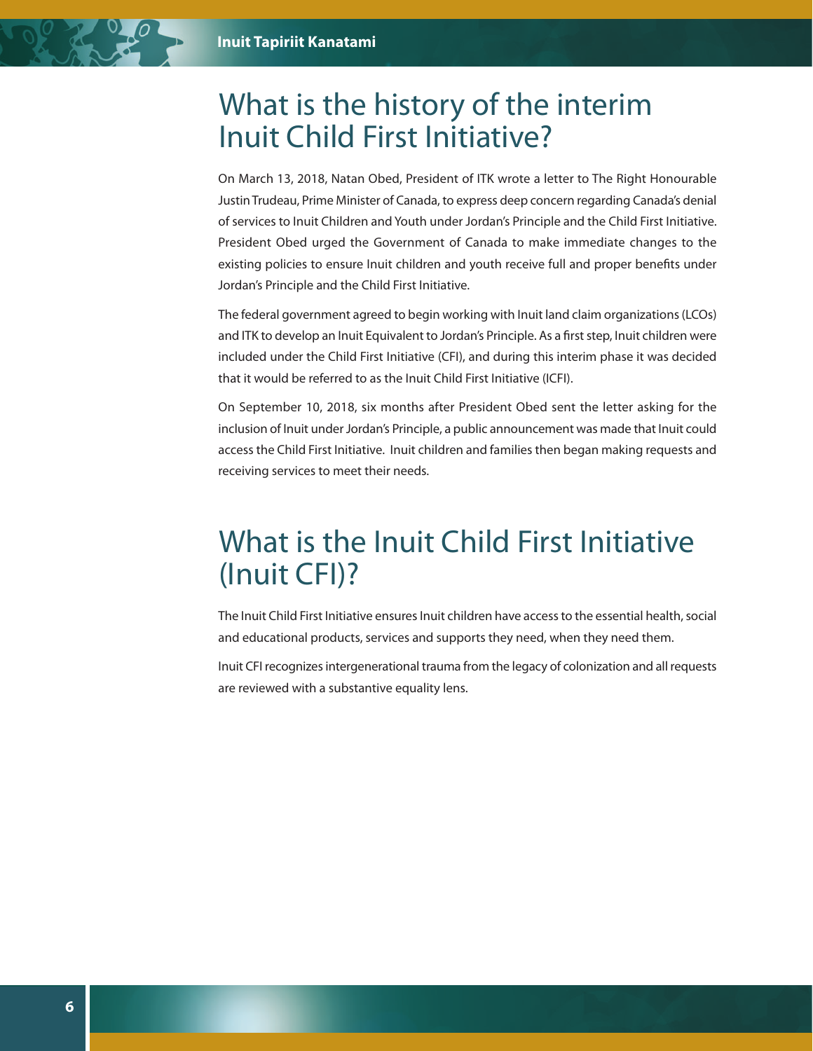# What is the history of the interim Inuit Child First Initiative?

On March 13, 2018, Natan Obed, President of ITK wrote a letter to The Right Honourable Justin Trudeau, Prime Minister of Canada, to express deep concern regarding Canada's denial of services to Inuit Children and Youth under Jordan's Principle and the Child First Initiative. President Obed urged the Government of Canada to make immediate changes to the existing policies to ensure Inuit children and youth receive full and proper benefits under Jordan's Principle and the Child First Initiative.

The federal government agreed to begin working with Inuit land claim organizations (LCOs) and ITK to develop an Inuit Equivalent to Jordan's Principle. As a first step, Inuit children were included under the Child First Initiative (CFI), and during this interim phase it was decided that it would be referred to as the Inuit Child First Initiative (ICFI).

On September 10, 2018, six months after President Obed sent the letter asking for the inclusion of Inuit under Jordan's Principle, a public announcement was made that Inuit could access the Child First Initiative. Inuit children and families then began making requests and receiving services to meet their needs.

# What is the Inuit Child First Initiative (Inuit CFI)?

The Inuit Child First Initiative ensures Inuit children have access to the essential health, social and educational products, services and supports they need, when they need them.

Inuit CFI recognizes intergenerational trauma from the legacy of colonization and all requests are reviewed with a substantive equality lens.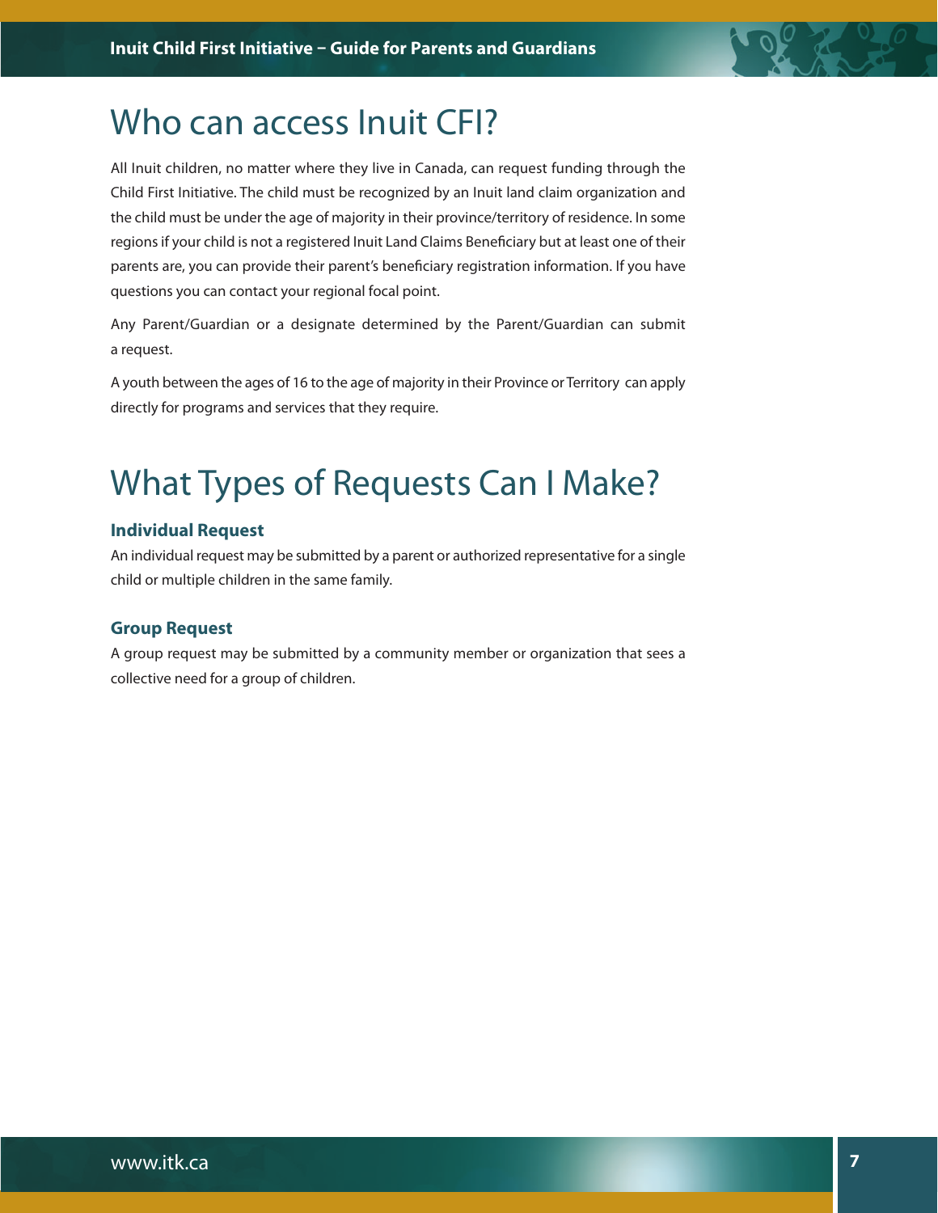# Who can access Inuit CFI?

All Inuit children, no matter where they live in Canada, can request funding through the Child First Initiative. The child must be recognized by an Inuit land claim organization and the child must be under the age of majority in their province/territory of residence. In some regions if your child is not a registered Inuit Land Claims Beneficiary but at least one of their parents are, you can provide their parent's beneficiary registration information. If you have questions you can contact your regional focal point.

Any Parent/Guardian or a designate determined by the Parent/Guardian can submit a request.

A youth between the ages of 16 to the age of majority in their Province or Territory can apply directly for programs and services that they require.

# What Types of Requests Can I Make?

### Individual Request

An individual request may be submitted by a parent or authorized representative for a single child or multiple children in the same family.

### Group Request

A group request may be submitted by a community member or organization that sees a collective need for a group of children.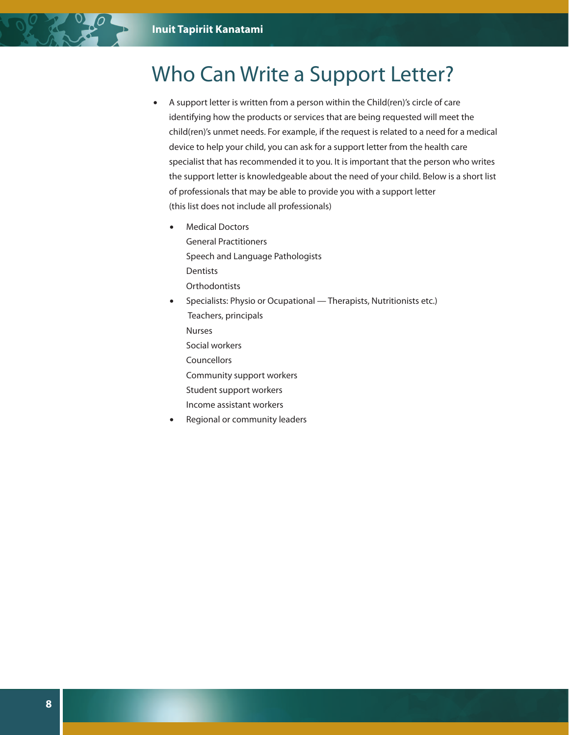# Who Can Write a Support Letter?

- A support letter is written from a person within the Child(ren)'s circle of care identifying how the products or services that are being requested will meet the child(ren)'s unmet needs. For example, if the request is related to a need for a medical device to help your child, you can ask for a support letter from the health care specialist that has recommended it to you. It is important that the person who writes the support letter is knowledgeable about the need of your child. Below is a short list of professionals that may be able to provide you with a support letter (this list does not include all professionals)
  - Medical Doctors
    General Practitioners
    Speech and Language Pathologists
    Dentists
    Orthodontists
  - Specialists: Physio or Ocupational — Therapists, Nutritionists etc.)
    Teachers, principals
    Nurses
    Social workers
    Councellors
    Community support workers
    Student support workers
    Income assistant workers
  - Regional or community leaders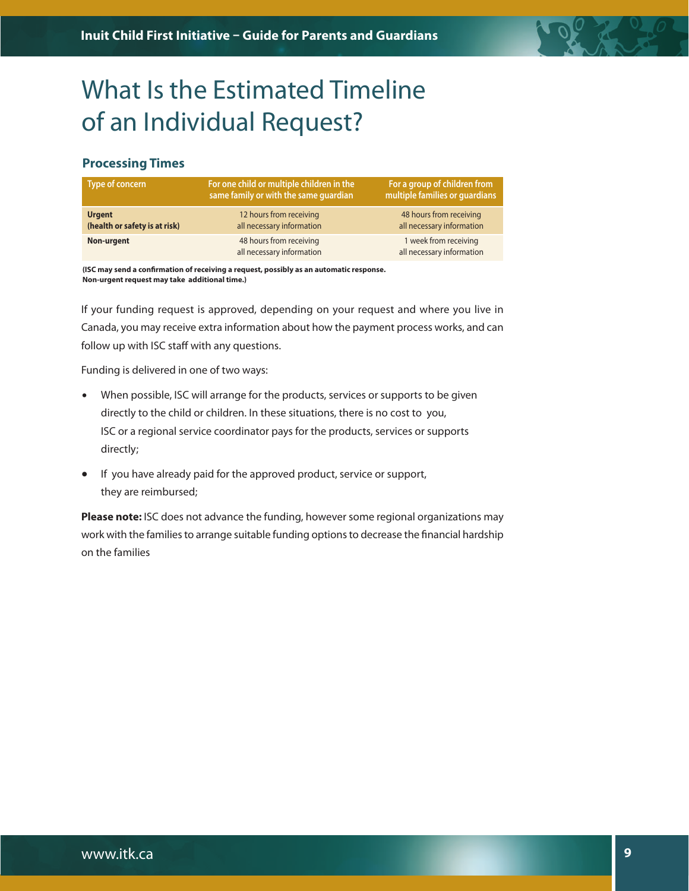# What Is the Estimated Timeline of an Individual Request?

### Processing Times

| Type of concern | For one child or multiple children in the same family or with the same guardian | For a group of children from multiple families or guardians |
|---|---|---|
| **Urgent (health or safety is at risk)** | 12 hours from receiving all necessary information | 48 hours from receiving all necessary information |
| **Non-urgent** | 48 hours from receiving all necessary information | 1 week from receiving all necessary information |

**(ISC may send a confirmation of receiving a request, possibly as an automatic response. Non-urgent request may take additional time.)**

If your funding request is approved, depending on your request and where you live in Canada, you may receive extra information about how the payment process works, and can follow up with ISC staff with any questions.

Funding is delivered in one of two ways:

- When possible, ISC will arrange for the products, services or supports to be given directly to the child or children. In these situations, there is no cost to you, ISC or a regional service coordinator pays for the products, services or supports directly;
- If you have already paid for the approved product, service or support, they are reimbursed;

**Please note:** ISC does not advance the funding, however some regional organizations may work with the families to arrange suitable funding options to decrease the financial hardship on the families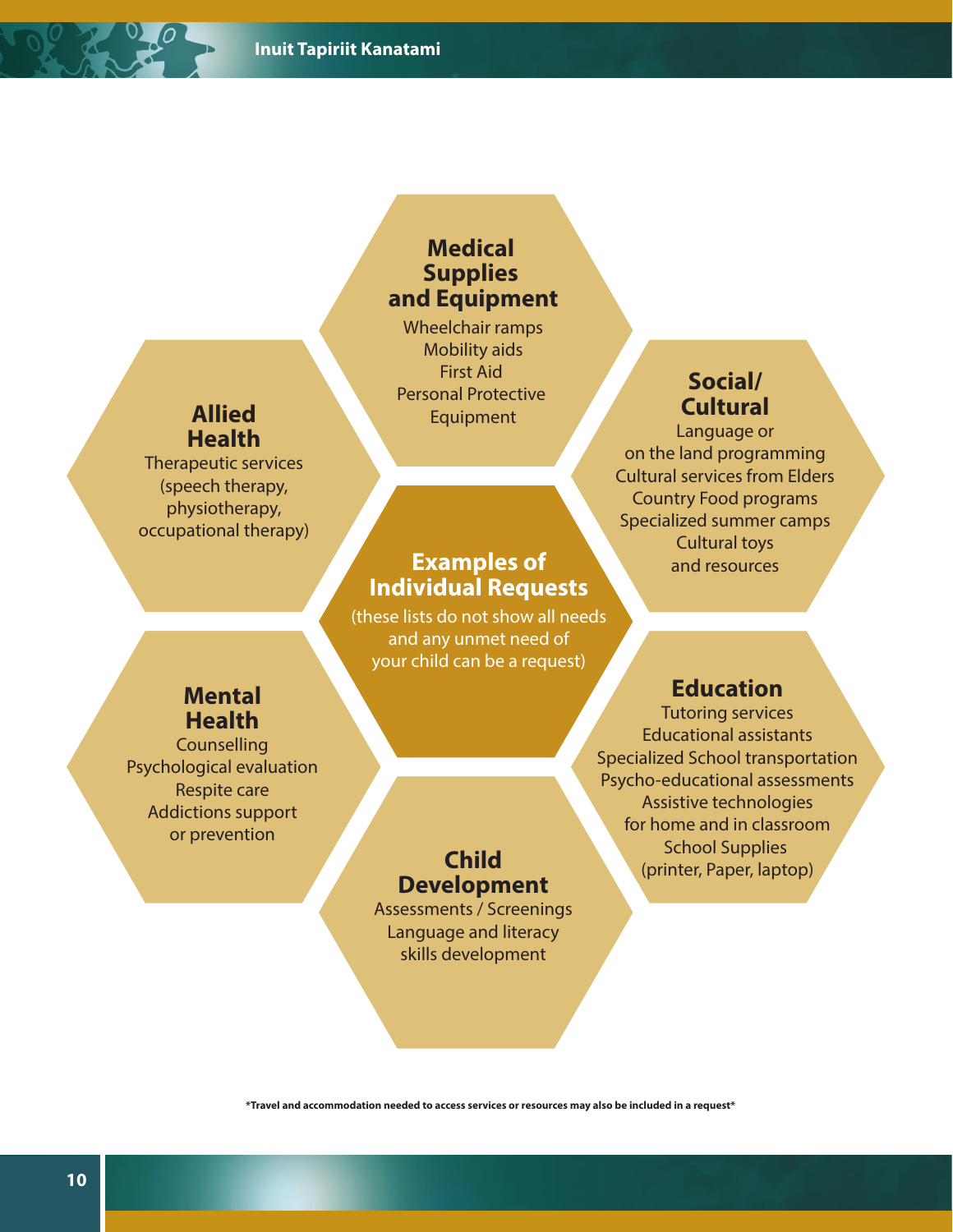## Examples of Individual Requests

(these lists do not show all needs and any unmet need of your child can be a request)

### Medical Supplies and Equipment

Wheelchair ramps
Mobility aids
First Aid
Personal Protective Equipment

### Allied Health

Therapeutic services (speech therapy, physiotherapy, occupational therapy)

### Social/ Cultural

Language or on the land programming
Cultural services from Elders
Country Food programs
Specialized summer camps
Cultural toys and resources

### Mental Health

Counselling
Psychological evaluation
Respite care
Addictions support or prevention

### Education

Tutoring services
Educational assistants
Specialized School transportation
Psycho-educational assessments
Assistive technologies for home and in classroom
School Supplies (printer, Paper, laptop)

### Child Development

Assessments / Screenings
Language and literacy skills development

**\*Travel and accommodation needed to access services or resources may also be included in a request\***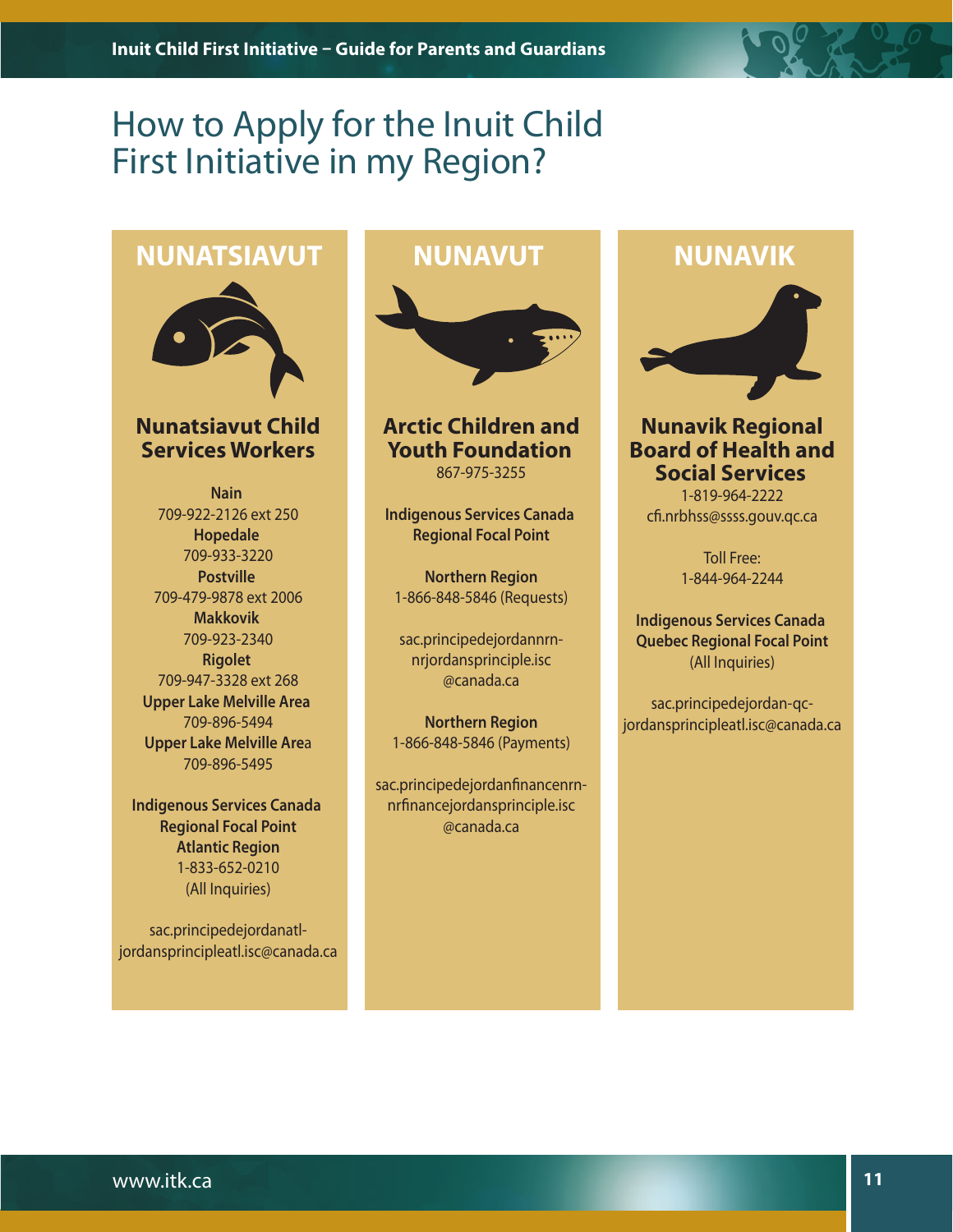# How to Apply for the Inuit Child First Initiative in my Region?

## NUNATSIAVUT

### Nunatsiavut Child Services Workers

**Nain**
709-922-2126 ext 250
**Hopedale**
709-933-3220
**Postville**
709-479-9878 ext 2006
**Makkovik**
709-923-2340
**Rigolet**
709-947-3328 ext 268
**Upper Lake Melville Area**
709-896-5494
**Upper Lake Melville Area**
709-896-5495

**Indigenous Services Canada Regional Focal Point Atlantic Region**
1-833-652-0210
(All Inquiries)

sac.principedejordanatl-jordansprincipleatl.isc@canada.ca

## NUNAVUT

### Arctic Children and Youth Foundation

867-975-3255

**Indigenous Services Canada Regional Focal Point**

**Northern Region**
1-866-848-5846 (Requests)

sac.principedejordannrn-nrjordansprinciple.isc@canada.ca

**Northern Region**
1-866-848-5846 (Payments)

sac.principedejordanfinancenrn-nrfinancejordansprinciple.isc@canada.ca

## NUNAVIK

### Nunavik Regional Board of Health and Social Services

1-819-964-2222
cfi.nrbhss@ssss.gouv.qc.ca

Toll Free:
1-844-964-2244

**Indigenous Services Canada Quebec Regional Focal Point**
(All Inquiries)

sac.principedejordan-qc-jordansprincipleatl.isc@canada.ca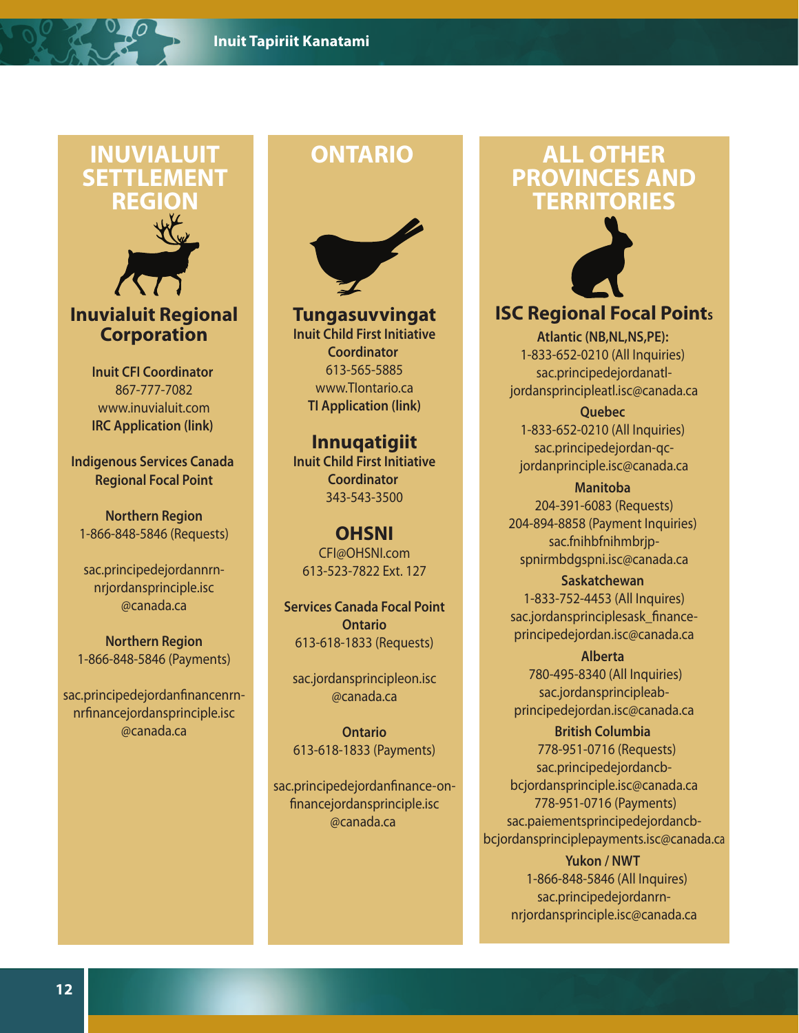# INUVIALUIT SETTLEMENT REGION

## Inuvialuit Regional Corporation

**Inuit CFI Coordinator**
867-777-7082
www.inuvialuit.com
**IRC Application (link)**

**Indigenous Services Canada Regional Focal Point**

**Northern Region**
1-866-848-5846 (Requests)

sac.principedejordannrn-nrjordansprinciple.isc@canada.ca

**Northern Region**
1-866-848-5846 (Payments)

sac.principedejordanfinancenrn-nrfinancejordansprinciple.isc@canada.ca

# ONTARIO

## Tungasuvvingat

**Inuit Child First Initiative Coordinator**
613-565-5885
www.TIontario.ca
**TI Application (link)**

## Innuqatigiit

**Inuit Child First Initiative Coordinator**
343-543-3500

## OHSNI

CFI@OHSNI.com
613-523-7822 Ext. 127

**Services Canada Focal Point Ontario**
613-618-1833 (Requests)

sac.jordansprincipleon.isc@canada.ca

**Ontario**
613-618-1833 (Payments)

sac.principedejordanfinance-on-financejordansprinciple.isc@canada.ca

# ALL OTHER PROVINCES AND TERRITORIES

## ISC Regional Focal Points

**Atlantic (NB,NL,NS,PE):**
1-833-652-0210 (All Inquiries)
sac.principedejordanatl-jordansprincipleatl.isc@canada.ca

**Quebec**
1-833-652-0210 (All Inquiries)
sac.principedejordan-qc-jordanprinciple.isc@canada.ca

**Manitoba**
204-391-6083 (Requests)
204-894-8858 (Payment Inquiries)
sac.fnihbfnihmbrjp-spnirmbdgspni.isc@canada.ca

**Saskatchewan**
1-833-752-4453 (All Inquires)
sac.jordansprinciplesask_finance-principedejordan.isc@canada.ca

**Alberta**
780-495-8340 (All Inquiries)
sac.jordansprincipleab-principedejordan.isc@canada.ca

**British Columbia**
778-951-0716 (Requests)
sac.principedejordancb-bcjordansprinciple.isc@canada.ca
778-951-0716 (Payments)
sac.paiementsprincipedejordancb-bcjordansprinciplepayments.isc@canada.ca

**Yukon / NWT**
1-866-848-5846 (All Inquires)
sac.principedejordanrn-nrjordansprinciple.isc@canada.ca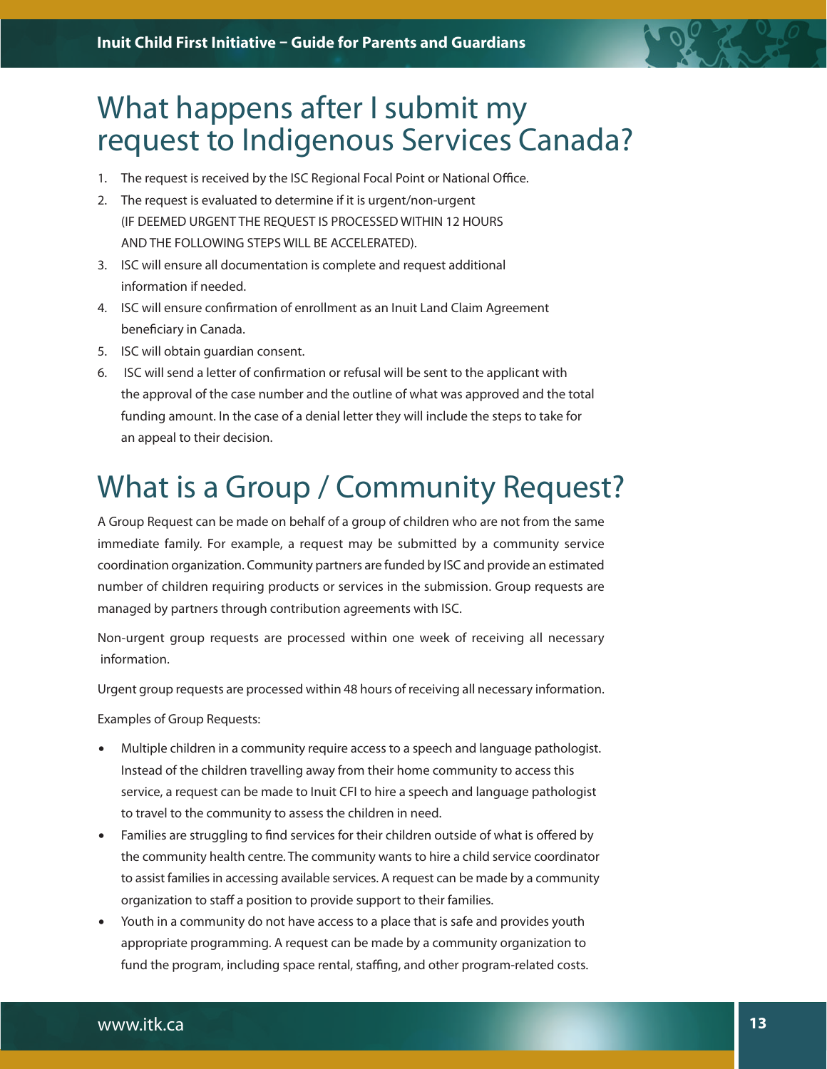# What happens after I submit my request to Indigenous Services Canada?

1. The request is received by the ISC Regional Focal Point or National Office.
2. The request is evaluated to determine if it is urgent/non-urgent (IF DEEMED URGENT THE REQUEST IS PROCESSED WITHIN 12 HOURS AND THE FOLLOWING STEPS WILL BE ACCELERATED).
3. ISC will ensure all documentation is complete and request additional information if needed.
4. ISC will ensure confirmation of enrollment as an Inuit Land Claim Agreement beneficiary in Canada.
5. ISC will obtain guardian consent.
6. ISC will send a letter of confirmation or refusal will be sent to the applicant with the approval of the case number and the outline of what was approved and the total funding amount. In the case of a denial letter they will include the steps to take for an appeal to their decision.

# What is a Group / Community Request?

A Group Request can be made on behalf of a group of children who are not from the same immediate family. For example, a request may be submitted by a community service coordination organization. Community partners are funded by ISC and provide an estimated number of children requiring products or services in the submission. Group requests are managed by partners through contribution agreements with ISC.

Non-urgent group requests are processed within one week of receiving all necessary information.

Urgent group requests are processed within 48 hours of receiving all necessary information.

Examples of Group Requests:

- Multiple children in a community require access to a speech and language pathologist. Instead of the children travelling away from their home community to access this service, a request can be made to Inuit CFI to hire a speech and language pathologist to travel to the community to assess the children in need.
- Families are struggling to find services for their children outside of what is offered by the community health centre. The community wants to hire a child service coordinator to assist families in accessing available services. A request can be made by a community organization to staff a position to provide support to their families.
- Youth in a community do not have access to a place that is safe and provides youth appropriate programming. A request can be made by a community organization to fund the program, including space rental, staffing, and other program-related costs.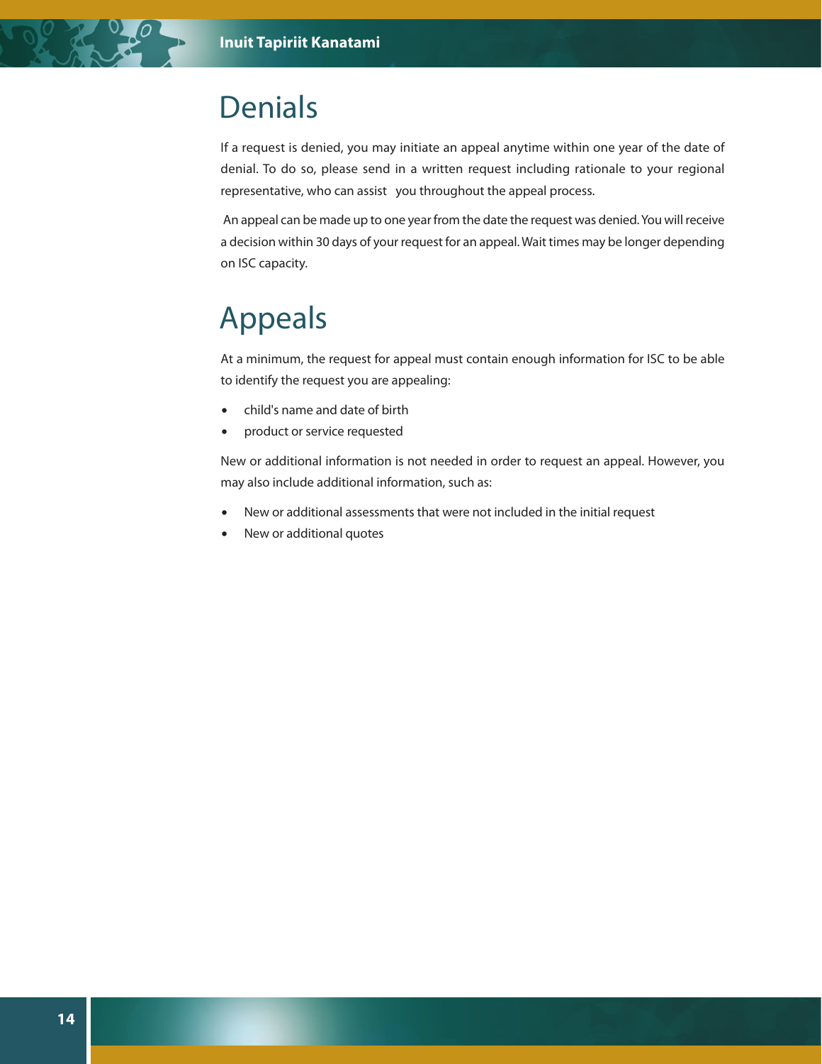# Denials

If a request is denied, you may initiate an appeal anytime within one year of the date of denial. To do so, please send in a written request including rationale to your regional representative, who can assist you throughout the appeal process.

An appeal can be made up to one year from the date the request was denied. You will receive a decision within 30 days of your request for an appeal. Wait times may be longer depending on ISC capacity.

# Appeals

At a minimum, the request for appeal must contain enough information for ISC to be able to identify the request you are appealing:

- child's name and date of birth
- product or service requested

New or additional information is not needed in order to request an appeal. However, you may also include additional information, such as:

- New or additional assessments that were not included in the initial request
- New or additional quotes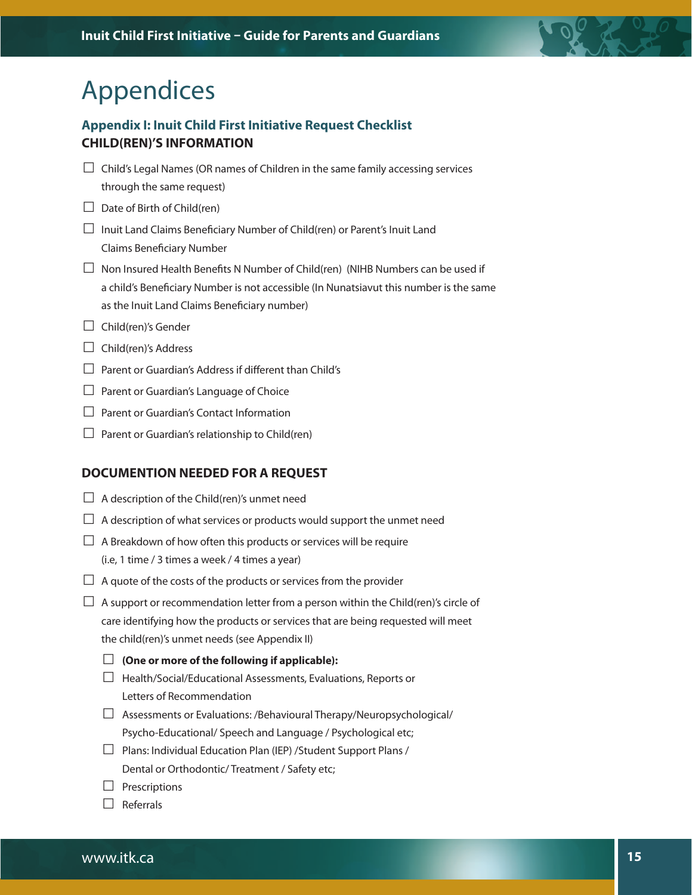# Appendices

## Appendix I: Inuit Child First Initiative Request Checklist

### CHILD(REN)'S INFORMATION

- ☐ Child's Legal Names (OR names of Children in the same family accessing services through the same request)
- ☐ Date of Birth of Child(ren)
- ☐ Inuit Land Claims Beneficiary Number of Child(ren) or Parent's Inuit Land Claims Beneficiary Number
- ☐ Non Insured Health Benefits N Number of Child(ren) (NIHB Numbers can be used if a child's Beneficiary Number is not accessible (In Nunatsiavut this number is the same as the Inuit Land Claims Beneficiary number)
- ☐ Child(ren)'s Gender
- ☐ Child(ren)'s Address
- ☐ Parent or Guardian's Address if different than Child's
- ☐ Parent or Guardian's Language of Choice
- ☐ Parent or Guardian's Contact Information
- ☐ Parent or Guardian's relationship to Child(ren)

### DOCUMENTION NEEDED FOR A REQUEST

- ☐ A description of the Child(ren)'s unmet need
- ☐ A description of what services or products would support the unmet need
- ☐ A Breakdown of how often this products or services will be require (i.e, 1 time / 3 times a week / 4 times a year)
- ☐ A quote of the costs of the products or services from the provider
- ☐ A support or recommendation letter from a person within the Child(ren)'s circle of care identifying how the products or services that are being requested will meet the child(ren)'s unmet needs (see Appendix II)
  - ☐ **(One or more of the following if applicable):**
  - ☐ Health/Social/Educational Assessments, Evaluations, Reports or Letters of Recommendation
  - ☐ Assessments or Evaluations: /Behavioural Therapy/Neuropsychological/ Psycho-Educational/ Speech and Language / Psychological etc;
  - ☐ Plans: Individual Education Plan (IEP) /Student Support Plans / Dental or Orthodontic/ Treatment / Safety etc;
  - ☐ Prescriptions
  - ☐ Referrals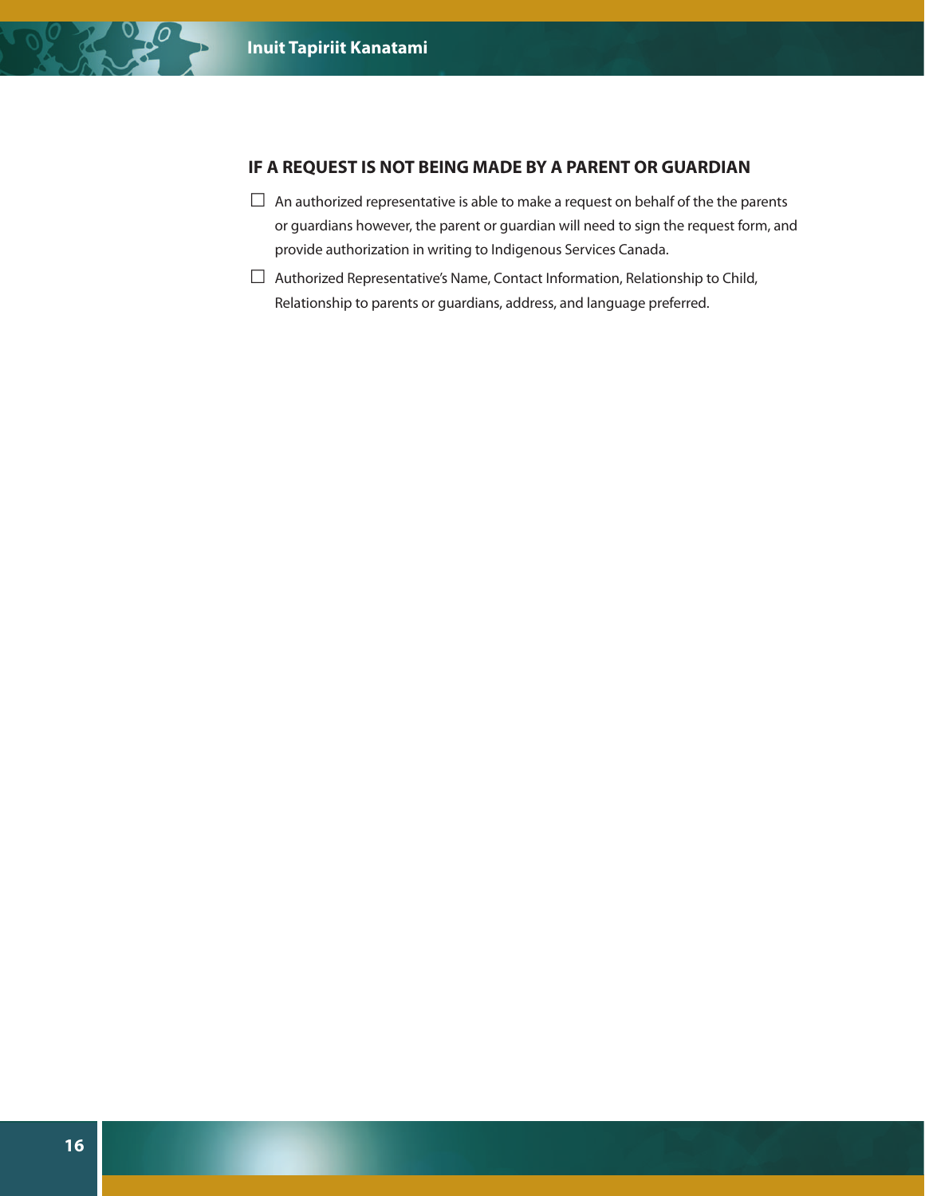## IF A REQUEST IS NOT BEING MADE BY A PARENT OR GUARDIAN

- ☐ An authorized representative is able to make a request on behalf of the the parents or guardians however, the parent or guardian will need to sign the request form, and provide authorization in writing to Indigenous Services Canada.
- ☐ Authorized Representative's Name, Contact Information, Relationship to Child, Relationship to parents or guardians, address, and language preferred.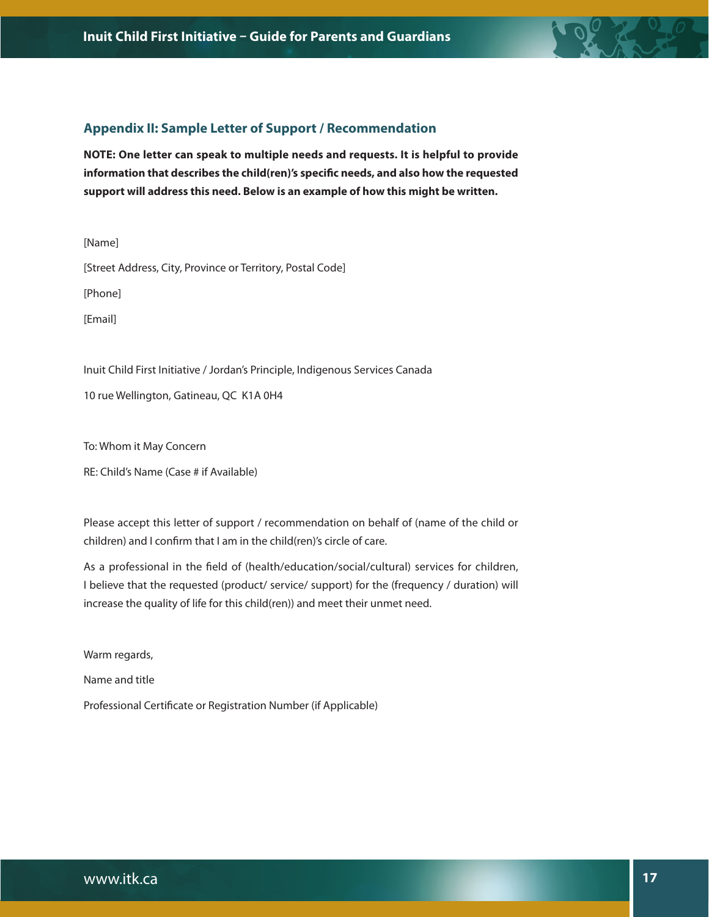## Appendix II: Sample Letter of Support / Recommendation

**NOTE: One letter can speak to multiple needs and requests. It is helpful to provide information that describes the child(ren)'s specific needs, and also how the requested support will address this need. Below is an example of how this might be written.**

[Name]

[Street Address, City, Province or Territory, Postal Code]

[Phone]

[Email]

Inuit Child First Initiative / Jordan's Principle, Indigenous Services Canada

10 rue Wellington, Gatineau, QC  K1A 0H4

To: Whom it May Concern

RE: Child's Name (Case # if Available)

Please accept this letter of support / recommendation on behalf of (name of the child or children) and I confirm that I am in the child(ren)'s circle of care.

As a professional in the field of (health/education/social/cultural) services for children, I believe that the requested (product/ service/ support) for the (frequency / duration) will increase the quality of life for this child(ren)) and meet their unmet need.

Warm regards,

Name and title

Professional Certificate or Registration Number (if Applicable)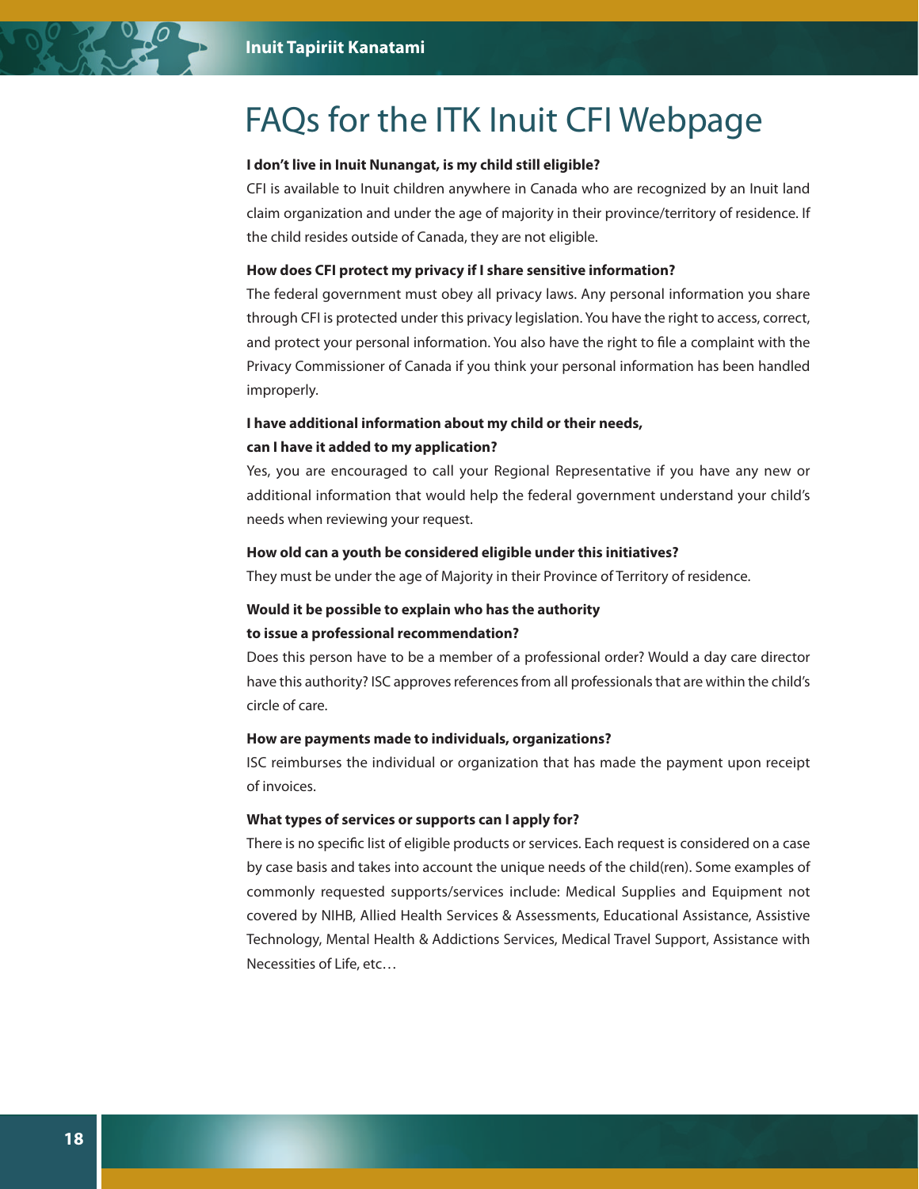# FAQs for the ITK Inuit CFI Webpage

**I don't live in Inuit Nunangat, is my child still eligible?**

CFI is available to Inuit children anywhere in Canada who are recognized by an Inuit land claim organization and under the age of majority in their province/territory of residence. If the child resides outside of Canada, they are not eligible.

**How does CFI protect my privacy if I share sensitive information?**

The federal government must obey all privacy laws. Any personal information you share through CFI is protected under this privacy legislation. You have the right to access, correct, and protect your personal information. You also have the right to file a complaint with the Privacy Commissioner of Canada if you think your personal information has been handled improperly.

**I have additional information about my child or their needs, can I have it added to my application?**

Yes, you are encouraged to call your Regional Representative if you have any new or additional information that would help the federal government understand your child's needs when reviewing your request.

**How old can a youth be considered eligible under this initiatives?**

They must be under the age of Majority in their Province of Territory of residence.

**Would it be possible to explain who has the authority to issue a professional recommendation?**

Does this person have to be a member of a professional order? Would a day care director have this authority? ISC approves references from all professionals that are within the child's circle of care.

**How are payments made to individuals, organizations?**

ISC reimburses the individual or organization that has made the payment upon receipt of invoices.

**What types of services or supports can I apply for?**

There is no specific list of eligible products or services. Each request is considered on a case by case basis and takes into account the unique needs of the child(ren). Some examples of commonly requested supports/services include: Medical Supplies and Equipment not covered by NIHB, Allied Health Services & Assessments, Educational Assistance, Assistive Technology, Mental Health & Addictions Services, Medical Travel Support, Assistance with Necessities of Life, etc…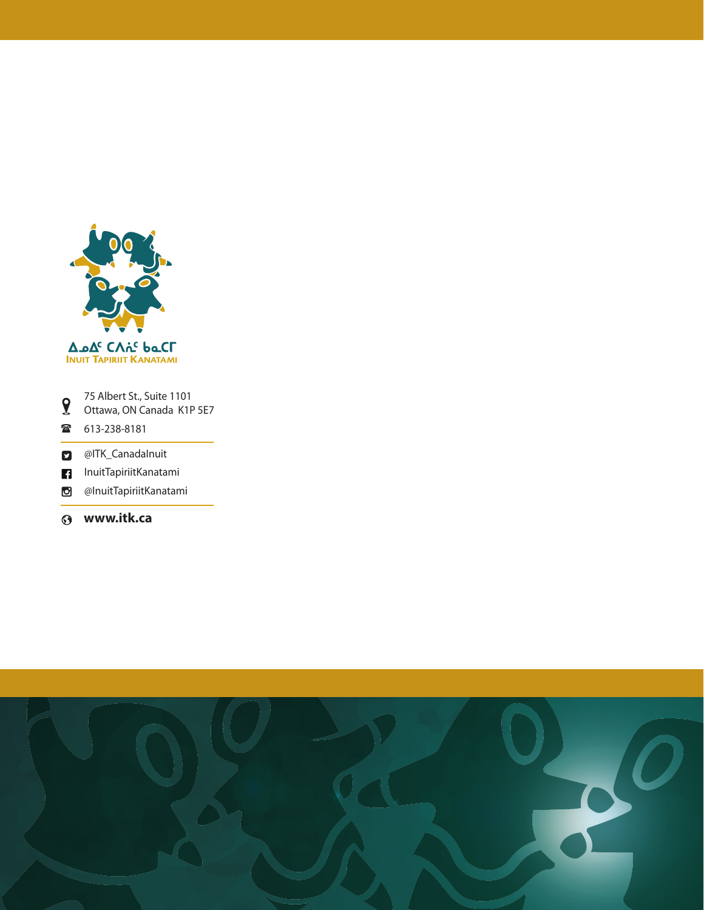ᐃᓄᐃᑦ ᑕᐱᕇᑦ ᑲᓇᑕᒥ
INUIT TAPIRIIT KANATAMI

75 Albert St., Suite 1101
Ottawa, ON Canada K1P 5E7

613-238-8181

@ITK_CanadaInuit

InuitTapiriitKanatami

@InuitTapiriitKanatami

**www.itk.ca**